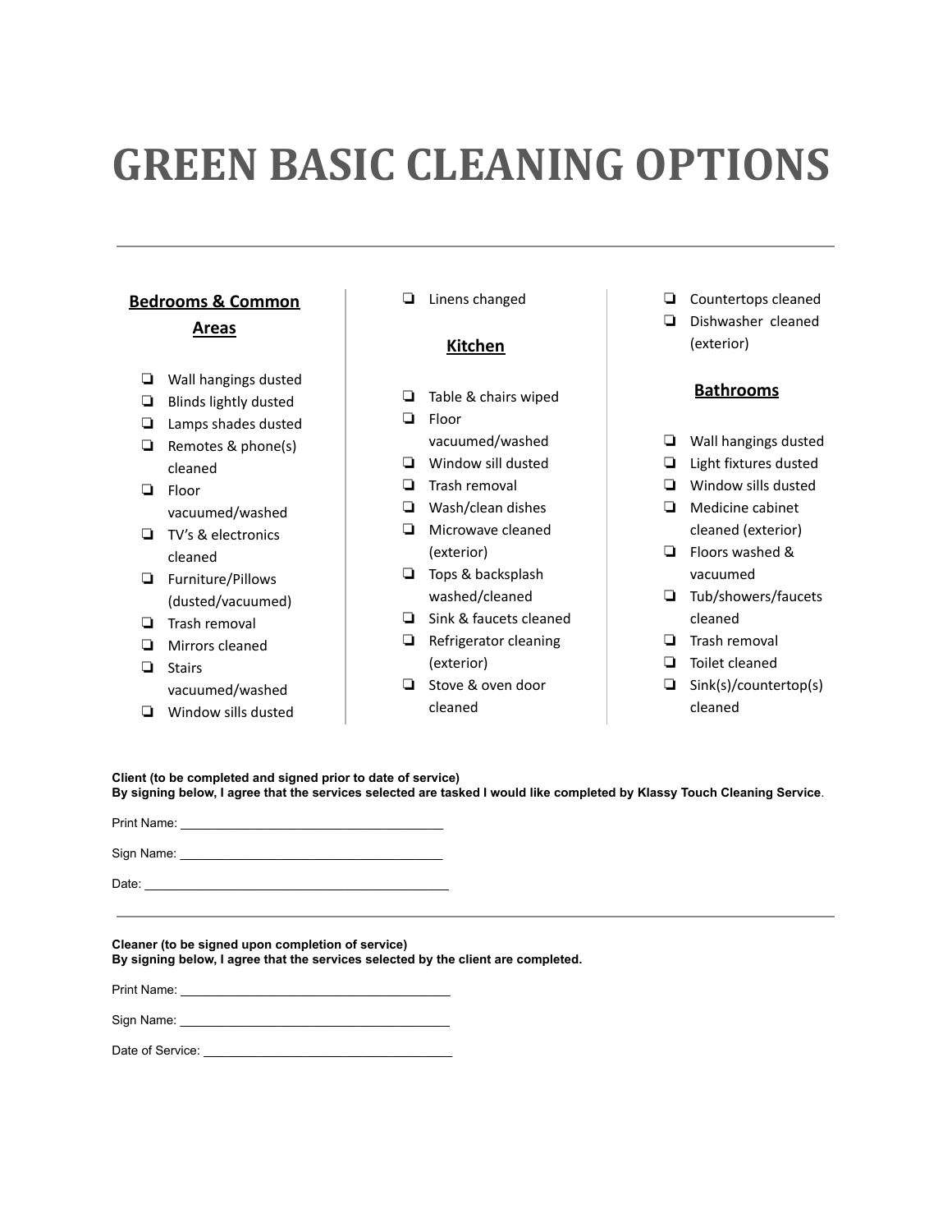# GREEN BASIC CLEANING OPTIONS

---

## Bedrooms & Common Areas

- ❏ Wall hangings dusted
- ❏ Blinds lightly dusted
- ❏ Lamps shades dusted
- ❏ Remotes & phone(s) cleaned
- ❏ Floor vacuumed/washed
- ❏ TV's & electronics cleaned
- ❏ Furniture/Pillows (dusted/vacuumed)
- ❏ Trash removal
- ❏ Mirrors cleaned
- ❏ Stairs vacuumed/washed
- ❏ Window sills dusted
- ❏ Linens changed

## Kitchen

- ❏ Table & chairs wiped
- ❏ Floor vacuumed/washed
- ❏ Window sill dusted
- ❏ Trash removal
- ❏ Wash/clean dishes
- ❏ Microwave cleaned (exterior)
- ❏ Tops & backsplash washed/cleaned
- ❏ Sink & faucets cleaned
- ❏ Refrigerator cleaning (exterior)
- ❏ Stove & oven door cleaned
- ❏ Countertops cleaned
- ❏ Dishwasher cleaned (exterior)

## Bathrooms

- ❏ Wall hangings dusted
- ❏ Light fixtures dusted
- ❏ Window sills dusted
- ❏ Medicine cabinet cleaned (exterior)
- ❏ Floors washed & vacuumed
- ❏ Tub/showers/faucets cleaned
- ❏ Trash removal
- ❏ Toilet cleaned
- ❏ Sink(s)/countertop(s) cleaned

**Client (to be completed and signed prior to date of service)**
**By signing below, I agree that the services selected are tasked I would like completed by Klassy Touch Cleaning Service**.

Print Name: ______________________________________

Sign Name: ______________________________________

Date: ____________________________________________

---

**Cleaner (to be signed upon completion of service)**
**By signing below, I agree that the services selected by the client are completed.**

Print Name: ______________________________________

Sign Name: ______________________________________

Date of Service: ____________________________________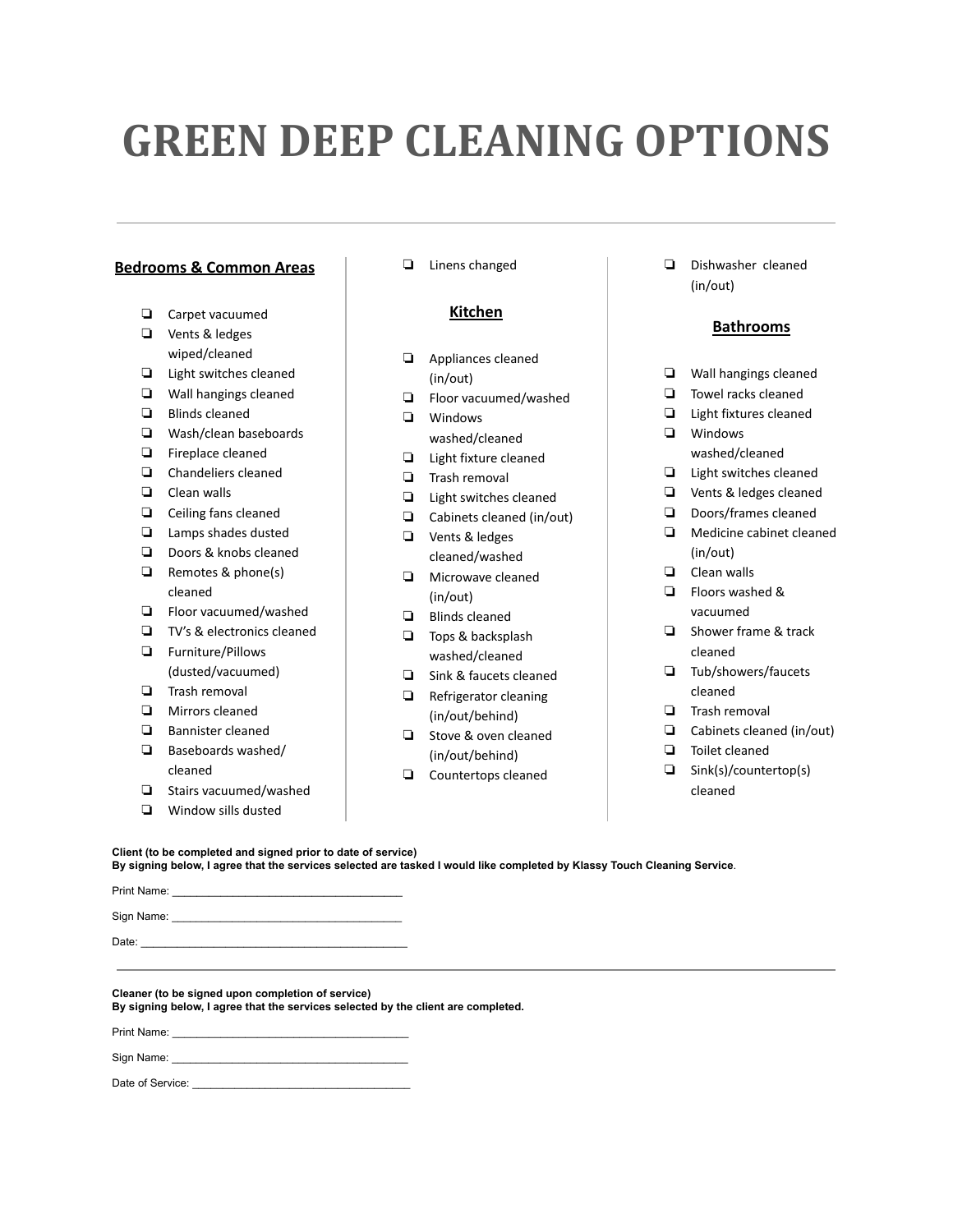# GREEN DEEP CLEANING OPTIONS

---

## Bedrooms & Common Areas

- ❏ Carpet vacuumed
- ❏ Vents & ledges wiped/cleaned
- ❏ Light switches cleaned
- ❏ Wall hangings cleaned
- ❏ Blinds cleaned
- ❏ Wash/clean baseboards
- ❏ Fireplace cleaned
- ❏ Chandeliers cleaned
- ❏ Clean walls
- ❏ Ceiling fans cleaned
- ❏ Lamps shades dusted
- ❏ Doors & knobs cleaned
- ❏ Remotes & phone(s) cleaned
- ❏ Floor vacuumed/washed
- ❏ TV's & electronics cleaned
- ❏ Furniture/Pillows (dusted/vacuumed)
- ❏ Trash removal
- ❏ Mirrors cleaned
- ❏ Bannister cleaned
- ❏ Baseboards washed/ cleaned
- ❏ Stairs vacuumed/washed
- ❏ Window sills dusted
- ❏ Linens changed

## Kitchen

- ❏ Appliances cleaned (in/out)
- ❏ Floor vacuumed/washed
- ❏ Windows washed/cleaned
- ❏ Light fixture cleaned
- ❏ Trash removal
- ❏ Light switches cleaned
- ❏ Cabinets cleaned (in/out)
- ❏ Vents & ledges cleaned/washed
- ❏ Microwave cleaned (in/out)
- ❏ Blinds cleaned
- ❏ Tops & backsplash washed/cleaned
- ❏ Sink & faucets cleaned
- ❏ Refrigerator cleaning (in/out/behind)
- ❏ Stove & oven cleaned (in/out/behind)
- ❏ Countertops cleaned
- ❏ Dishwasher cleaned (in/out)

## Bathrooms

- ❏ Wall hangings cleaned
- ❏ Towel racks cleaned
- ❏ Light fixtures cleaned
- ❏ Windows washed/cleaned
- ❏ Light switches cleaned
- ❏ Vents & ledges cleaned
- ❏ Doors/frames cleaned
- ❏ Medicine cabinet cleaned (in/out)
- ❏ Clean walls
- ❏ Floors washed & vacuumed
- ❏ Shower frame & track cleaned
- ❏ Tub/showers/faucets cleaned
- ❏ Trash removal
- ❏ Cabinets cleaned (in/out)
- ❏ Toilet cleaned
- ❏ Sink(s)/countertop(s) cleaned

**Client (to be completed and signed prior to date of service)**
**By signing below, I agree that the services selected are tasked I would like completed by Klassy Touch Cleaning Service**.

Print Name: ______________________________________

Sign Name: ______________________________________

Date: ____________________________________________

---

**Cleaner (to be signed upon completion of service)**
**By signing below, I agree that the services selected by the client are completed.**

Print Name: ______________________________________

Sign Name: ______________________________________

Date of Service: ___________________________________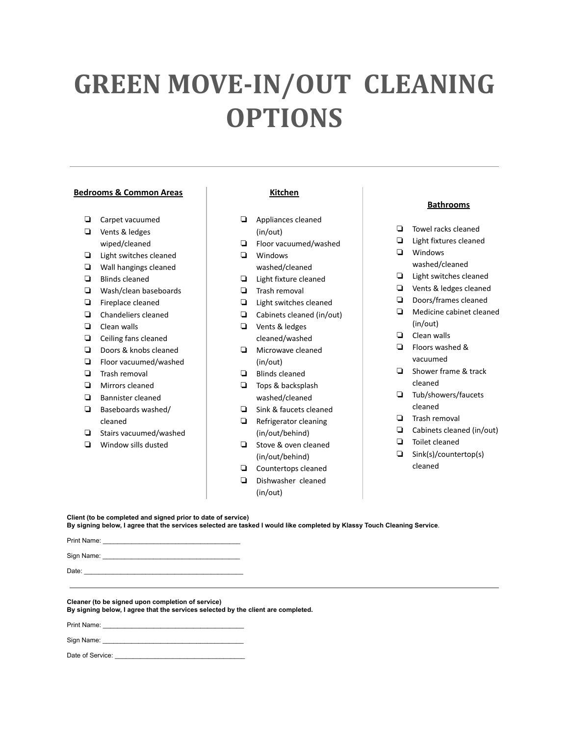# GREEN MOVE-IN/OUT CLEANING OPTIONS

---

**Bedrooms & Common Areas**

- ❏ Carpet vacuumed
- ❏ Vents & ledges wiped/cleaned
- ❏ Light switches cleaned
- ❏ Wall hangings cleaned
- ❏ Blinds cleaned
- ❏ Wash/clean baseboards
- ❏ Fireplace cleaned
- ❏ Chandeliers cleaned
- ❏ Clean walls
- ❏ Ceiling fans cleaned
- ❏ Doors & knobs cleaned
- ❏ Floor vacuumed/washed
- ❏ Trash removal
- ❏ Mirrors cleaned
- ❏ Bannister cleaned
- ❏ Baseboards washed/ cleaned
- ❏ Stairs vacuumed/washed
- ❏ Window sills dusted

**Kitchen**

- ❏ Appliances cleaned (in/out)
- ❏ Floor vacuumed/washed
- ❏ Windows washed/cleaned
- ❏ Light fixture cleaned
- ❏ Trash removal
- ❏ Light switches cleaned
- ❏ Cabinets cleaned (in/out)
- ❏ Vents & ledges cleaned/washed
- ❏ Microwave cleaned (in/out)
- ❏ Blinds cleaned
- ❏ Tops & backsplash washed/cleaned
- ❏ Sink & faucets cleaned
- ❏ Refrigerator cleaning (in/out/behind)
- ❏ Stove & oven cleaned (in/out/behind)
- ❏ Countertops cleaned
- ❏ Dishwasher cleaned (in/out)

**Bathrooms**

- ❏ Towel racks cleaned
- ❏ Light fixtures cleaned
- ❏ Windows washed/cleaned
- ❏ Light switches cleaned
- ❏ Vents & ledges cleaned
- ❏ Doors/frames cleaned
- ❏ Medicine cabinet cleaned (in/out)
- ❏ Clean walls
- ❏ Floors washed & vacuumed
- ❏ Shower frame & track cleaned
- ❏ Tub/showers/faucets cleaned
- ❏ Trash removal
- ❏ Cabinets cleaned (in/out)
- ❏ Toilet cleaned
- ❏ Sink(s)/countertop(s) cleaned

**Client (to be completed and signed prior to date of service)**
**By signing below, I agree that the services selected are tasked I would like completed by Klassy Touch Cleaning Service**.

Print Name: ______________________________________

Sign Name: ______________________________________

Date: ___________________________________________

---

**Cleaner (to be signed upon completion of service)**
**By signing below, I agree that the services selected by the client are completed.**

Print Name: ______________________________________

Sign Name: ______________________________________

Date of Service: ___________________________________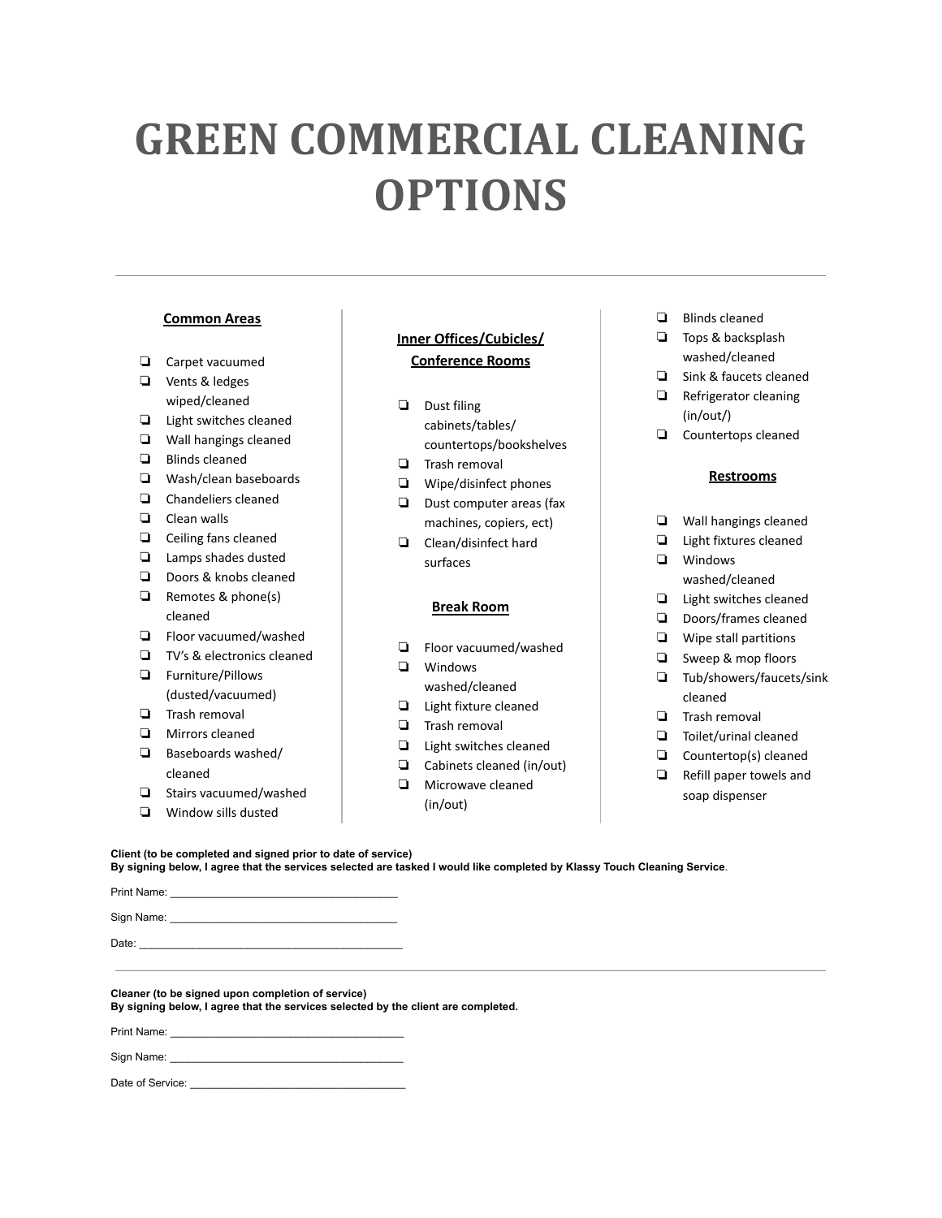# GREEN COMMERCIAL CLEANING OPTIONS

---

**Common Areas**

- ❏ Carpet vacuumed
- ❏ Vents & ledges wiped/cleaned
- ❏ Light switches cleaned
- ❏ Wall hangings cleaned
- ❏ Blinds cleaned
- ❏ Wash/clean baseboards
- ❏ Chandeliers cleaned
- ❏ Clean walls
- ❏ Ceiling fans cleaned
- ❏ Lamps shades dusted
- ❏ Doors & knobs cleaned
- ❏ Remotes & phone(s) cleaned
- ❏ Floor vacuumed/washed
- ❏ TV's & electronics cleaned
- ❏ Furniture/Pillows (dusted/vacuumed)
- ❏ Trash removal
- ❏ Mirrors cleaned
- ❏ Baseboards washed/ cleaned
- ❏ Stairs vacuumed/washed
- ❏ Window sills dusted

**Inner Offices/Cubicles/ Conference Rooms**

- ❏ Dust filing cabinets/tables/ countertops/bookshelves
- ❏ Trash removal
- ❏ Wipe/disinfect phones
- ❏ Dust computer areas (fax machines, copiers, ect)
- ❏ Clean/disinfect hard surfaces

**Break Room**

- ❏ Floor vacuumed/washed
- ❏ Windows washed/cleaned
- ❏ Light fixture cleaned
- ❏ Trash removal
- ❏ Light switches cleaned
- ❏ Cabinets cleaned (in/out)
- ❏ Microwave cleaned (in/out)
- ❏ Blinds cleaned
- ❏ Tops & backsplash washed/cleaned
- ❏ Sink & faucets cleaned
- ❏ Refrigerator cleaning (in/out/)
- ❏ Countertops cleaned

**Restrooms**

- ❏ Wall hangings cleaned
- ❏ Light fixtures cleaned
- ❏ Windows washed/cleaned
- ❏ Light switches cleaned
- ❏ Doors/frames cleaned
- ❏ Wipe stall partitions
- ❏ Sweep & mop floors
- ❏ Tub/showers/faucets/sink cleaned
- ❏ Trash removal
- ❏ Toilet/urinal cleaned
- ❏ Countertop(s) cleaned
- ❏ Refill paper towels and soap dispenser

**Client (to be completed and signed prior to date of service)**
**By signing below, I agree that the services selected are tasked I would like completed by Klassy Touch Cleaning Service**.

Print Name: ______________________________________

Sign Name: ______________________________________

Date: ____________________________________________

---

**Cleaner (to be signed upon completion of service)**
**By signing below, I agree that the services selected by the client are completed.**

Print Name: ______________________________________

Sign Name: ______________________________________

Date of Service: ___________________________________